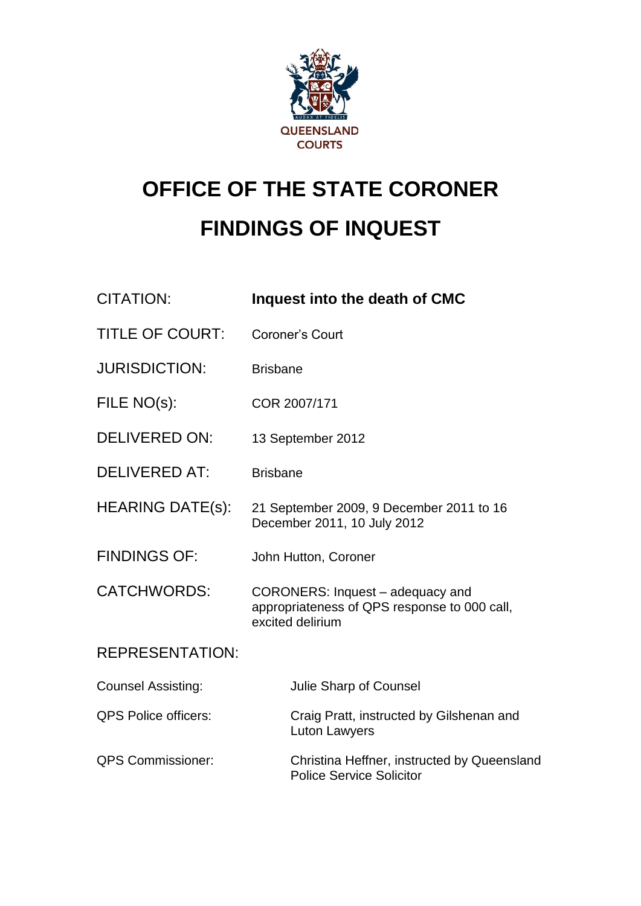QUEENSLAND COURTS

# OFFICE OF THE STATE CORONER
# FINDINGS OF INQUEST

| | |
|---|---|
| CITATION: | **Inquest into the death of CMC** |
| TITLE OF COURT: | Coroner's Court |
| JURISDICTION: | Brisbane |
| FILE NO(s): | COR 2007/171 |
| DELIVERED ON: | 13 September 2012 |
| DELIVERED AT: | Brisbane |
| HEARING DATE(s): | 21 September 2009, 9 December 2011 to 16 December 2011, 10 July 2012 |
| FINDINGS OF: | John Hutton, Coroner |
| CATCHWORDS: | CORONERS: Inquest – adequacy and appropriateness of QPS response to 000 call, excited delirium |

REPRESENTATION:

| | |
|---|---|
| Counsel Assisting: | Julie Sharp of Counsel |
| QPS Police officers: | Craig Pratt, instructed by Gilshenan and Luton Lawyers |
| QPS Commissioner: | Christina Heffner, instructed by Queensland Police Service Solicitor |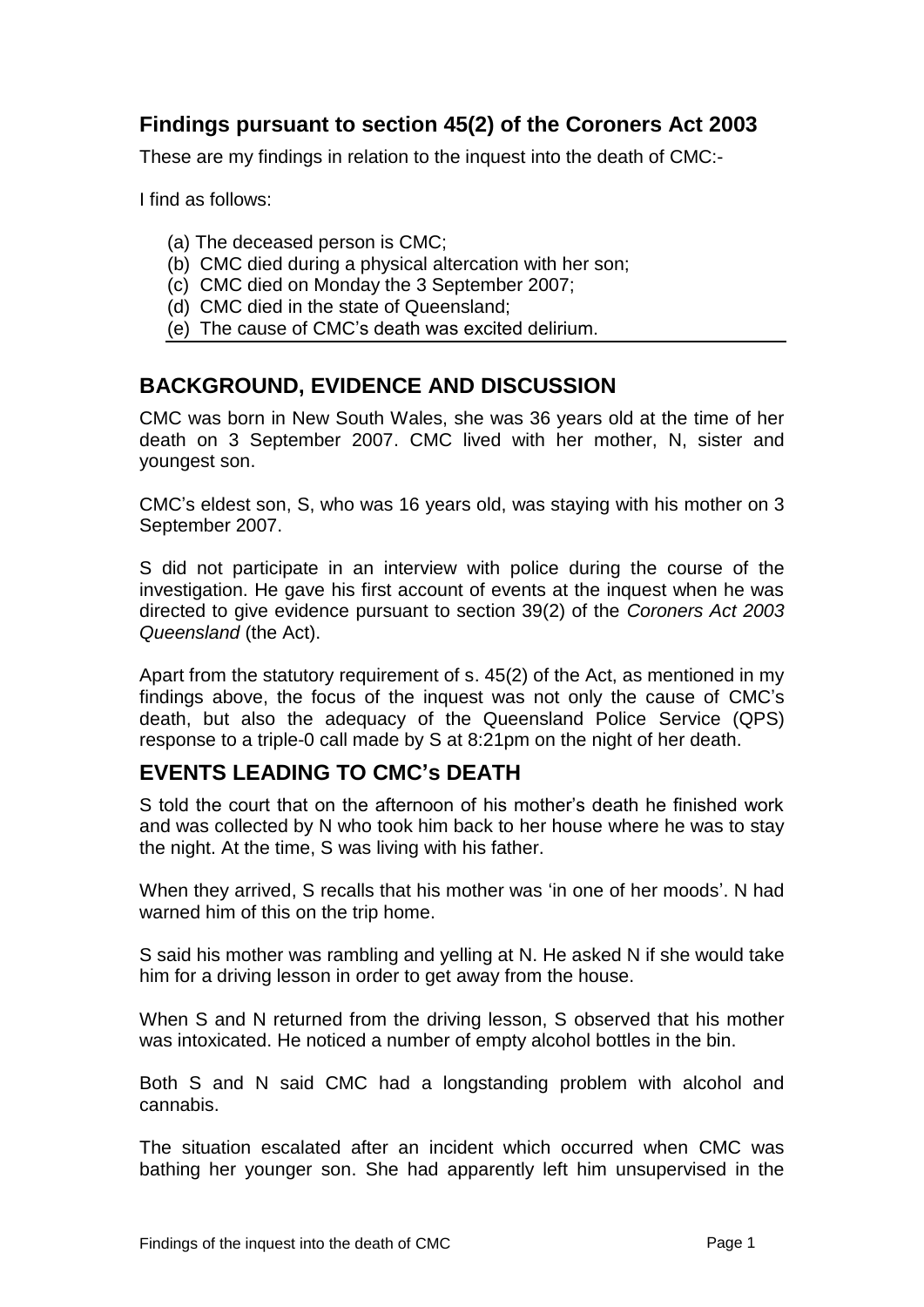## Findings pursuant to section 45(2) of the Coroners Act 2003

These are my findings in relation to the inquest into the death of CMC:-

I find as follows:

- (a) The deceased person is CMC;
- (b) CMC died during a physical altercation with her son;
- (c) CMC died on Monday the 3 September 2007;
- (d) CMC died in the state of Queensland;
- (e) The cause of CMC's death was excited delirium.

## BACKGROUND, EVIDENCE AND DISCUSSION

CMC was born in New South Wales, she was 36 years old at the time of her death on 3 September 2007. CMC lived with her mother, N, sister and youngest son.

CMC's eldest son, S, who was 16 years old, was staying with his mother on 3 September 2007.

S did not participate in an interview with police during the course of the investigation. He gave his first account of events at the inquest when he was directed to give evidence pursuant to section 39(2) of the *Coroners Act 2003 Queensland* (the Act).

Apart from the statutory requirement of s. 45(2) of the Act, as mentioned in my findings above, the focus of the inquest was not only the cause of CMC's death, but also the adequacy of the Queensland Police Service (QPS) response to a triple-0 call made by S at 8:21pm on the night of her death.

## EVENTS LEADING TO CMC's DEATH

S told the court that on the afternoon of his mother's death he finished work and was collected by N who took him back to her house where he was to stay the night. At the time, S was living with his father.

When they arrived, S recalls that his mother was 'in one of her moods'. N had warned him of this on the trip home.

S said his mother was rambling and yelling at N. He asked N if she would take him for a driving lesson in order to get away from the house.

When S and N returned from the driving lesson, S observed that his mother was intoxicated. He noticed a number of empty alcohol bottles in the bin.

Both S and N said CMC had a longstanding problem with alcohol and cannabis.

The situation escalated after an incident which occurred when CMC was bathing her younger son. She had apparently left him unsupervised in the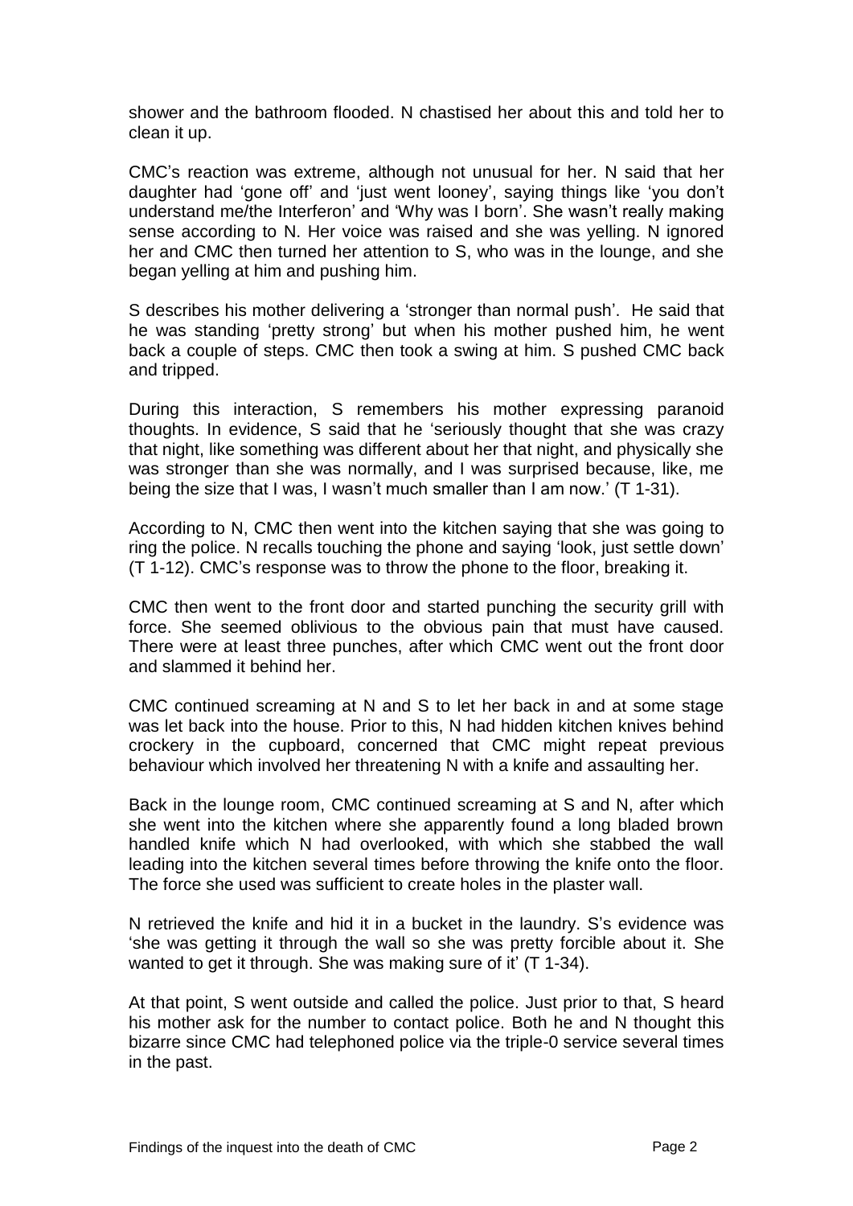shower and the bathroom flooded. N chastised her about this and told her to clean it up.

CMC's reaction was extreme, although not unusual for her. N said that her daughter had 'gone off' and 'just went looney', saying things like 'you don't understand me/the Interferon' and 'Why was I born'. She wasn't really making sense according to N. Her voice was raised and she was yelling. N ignored her and CMC then turned her attention to S, who was in the lounge, and she began yelling at him and pushing him.

S describes his mother delivering a 'stronger than normal push'. He said that he was standing 'pretty strong' but when his mother pushed him, he went back a couple of steps. CMC then took a swing at him. S pushed CMC back and tripped.

During this interaction, S remembers his mother expressing paranoid thoughts. In evidence, S said that he 'seriously thought that she was crazy that night, like something was different about her that night, and physically she was stronger than she was normally, and I was surprised because, like, me being the size that I was, I wasn't much smaller than I am now.' (T 1-31).

According to N, CMC then went into the kitchen saying that she was going to ring the police. N recalls touching the phone and saying 'look, just settle down' (T 1-12). CMC's response was to throw the phone to the floor, breaking it.

CMC then went to the front door and started punching the security grill with force. She seemed oblivious to the obvious pain that must have caused. There were at least three punches, after which CMC went out the front door and slammed it behind her.

CMC continued screaming at N and S to let her back in and at some stage was let back into the house. Prior to this, N had hidden kitchen knives behind crockery in the cupboard, concerned that CMC might repeat previous behaviour which involved her threatening N with a knife and assaulting her.

Back in the lounge room, CMC continued screaming at S and N, after which she went into the kitchen where she apparently found a long bladed brown handled knife which N had overlooked, with which she stabbed the wall leading into the kitchen several times before throwing the knife onto the floor. The force she used was sufficient to create holes in the plaster wall.

N retrieved the knife and hid it in a bucket in the laundry. S's evidence was 'she was getting it through the wall so she was pretty forcible about it. She wanted to get it through. She was making sure of it' (T 1-34).

At that point, S went outside and called the police. Just prior to that, S heard his mother ask for the number to contact police. Both he and N thought this bizarre since CMC had telephoned police via the triple-0 service several times in the past.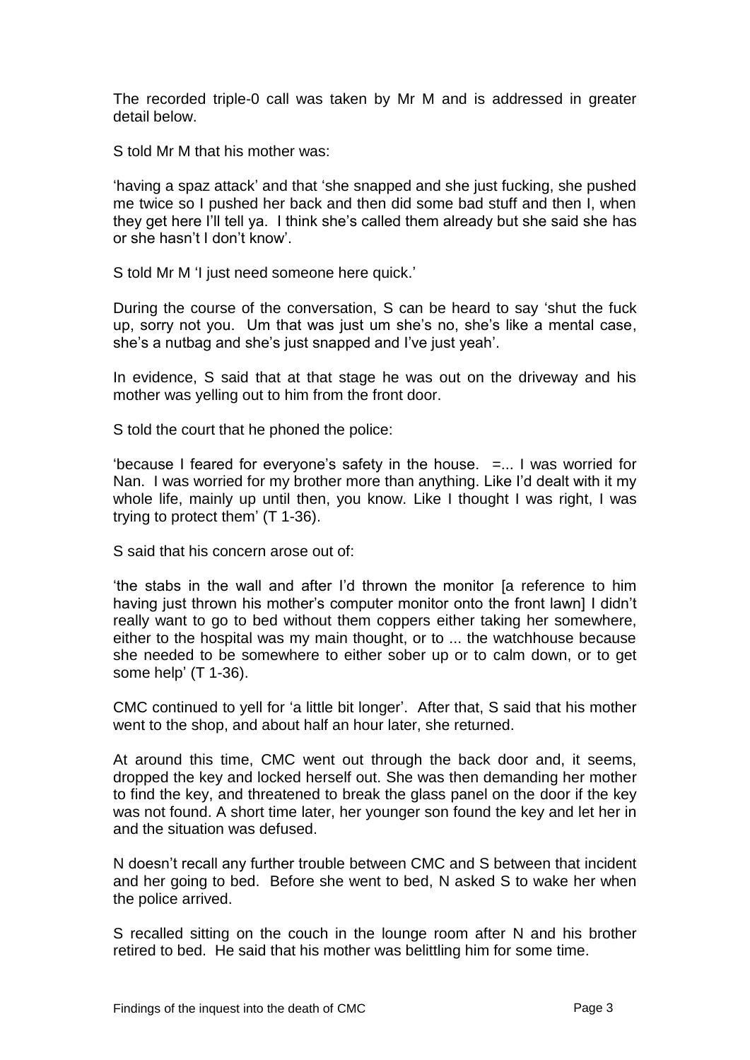The recorded triple-0 call was taken by Mr M and is addressed in greater detail below.

S told Mr M that his mother was:

'having a spaz attack' and that 'she snapped and she just fucking, she pushed me twice so I pushed her back and then did some bad stuff and then I, when they get here I'll tell ya. I think she's called them already but she said she has or she hasn't I don't know'.

S told Mr M 'I just need someone here quick.'

During the course of the conversation, S can be heard to say 'shut the fuck up, sorry not you. Um that was just um she's no, she's like a mental case, she's a nutbag and she's just snapped and I've just yeah'.

In evidence, S said that at that stage he was out on the driveway and his mother was yelling out to him from the front door.

S told the court that he phoned the police:

'because I feared for everyone's safety in the house. =... I was worried for Nan. I was worried for my brother more than anything. Like I'd dealt with it my whole life, mainly up until then, you know. Like I thought I was right, I was trying to protect them' (T 1-36).

S said that his concern arose out of:

'the stabs in the wall and after I'd thrown the monitor [a reference to him having just thrown his mother's computer monitor onto the front lawn] I didn't really want to go to bed without them coppers either taking her somewhere, either to the hospital was my main thought, or to ... the watchhouse because she needed to be somewhere to either sober up or to calm down, or to get some help' (T 1-36).

CMC continued to yell for 'a little bit longer'. After that, S said that his mother went to the shop, and about half an hour later, she returned.

At around this time, CMC went out through the back door and, it seems, dropped the key and locked herself out. She was then demanding her mother to find the key, and threatened to break the glass panel on the door if the key was not found. A short time later, her younger son found the key and let her in and the situation was defused.

N doesn't recall any further trouble between CMC and S between that incident and her going to bed. Before she went to bed, N asked S to wake her when the police arrived.

S recalled sitting on the couch in the lounge room after N and his brother retired to bed. He said that his mother was belittling him for some time.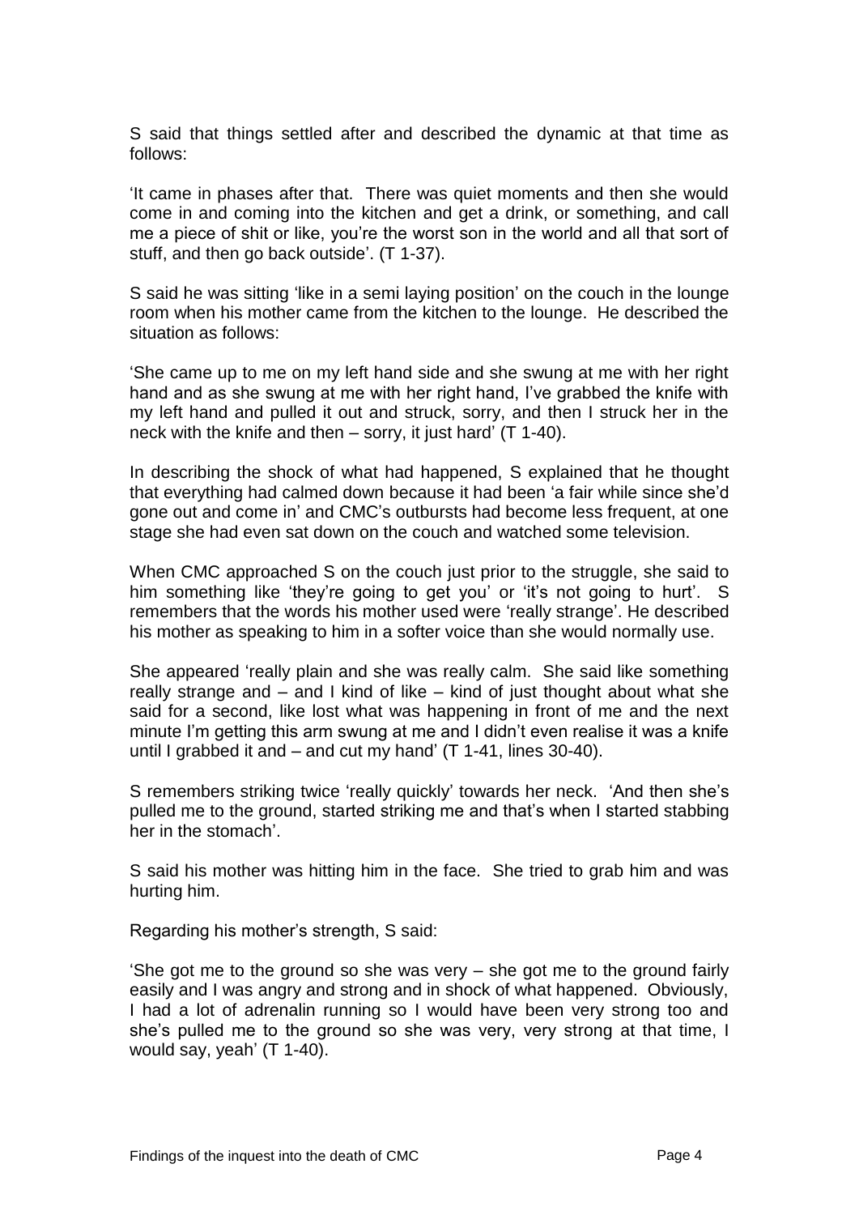S said that things settled after and described the dynamic at that time as follows:

'It came in phases after that. There was quiet moments and then she would come in and coming into the kitchen and get a drink, or something, and call me a piece of shit or like, you're the worst son in the world and all that sort of stuff, and then go back outside'. (T 1-37).

S said he was sitting 'like in a semi laying position' on the couch in the lounge room when his mother came from the kitchen to the lounge. He described the situation as follows:

'She came up to me on my left hand side and she swung at me with her right hand and as she swung at me with her right hand, I've grabbed the knife with my left hand and pulled it out and struck, sorry, and then I struck her in the neck with the knife and then – sorry, it just hard' (T 1-40).

In describing the shock of what had happened, S explained that he thought that everything had calmed down because it had been 'a fair while since she'd gone out and come in' and CMC's outbursts had become less frequent, at one stage she had even sat down on the couch and watched some television.

When CMC approached S on the couch just prior to the struggle, she said to him something like 'they're going to get you' or 'it's not going to hurt'. S remembers that the words his mother used were 'really strange'. He described his mother as speaking to him in a softer voice than she would normally use.

She appeared 'really plain and she was really calm. She said like something really strange and – and I kind of like – kind of just thought about what she said for a second, like lost what was happening in front of me and the next minute I'm getting this arm swung at me and I didn't even realise it was a knife until I grabbed it and – and cut my hand' (T 1-41, lines 30-40).

S remembers striking twice 'really quickly' towards her neck. 'And then she's pulled me to the ground, started striking me and that's when I started stabbing her in the stomach'.

S said his mother was hitting him in the face. She tried to grab him and was hurting him.

Regarding his mother's strength, S said:

'She got me to the ground so she was very – she got me to the ground fairly easily and I was angry and strong and in shock of what happened. Obviously, I had a lot of adrenalin running so I would have been very strong too and she's pulled me to the ground so she was very, very strong at that time, I would say, yeah' (T 1-40).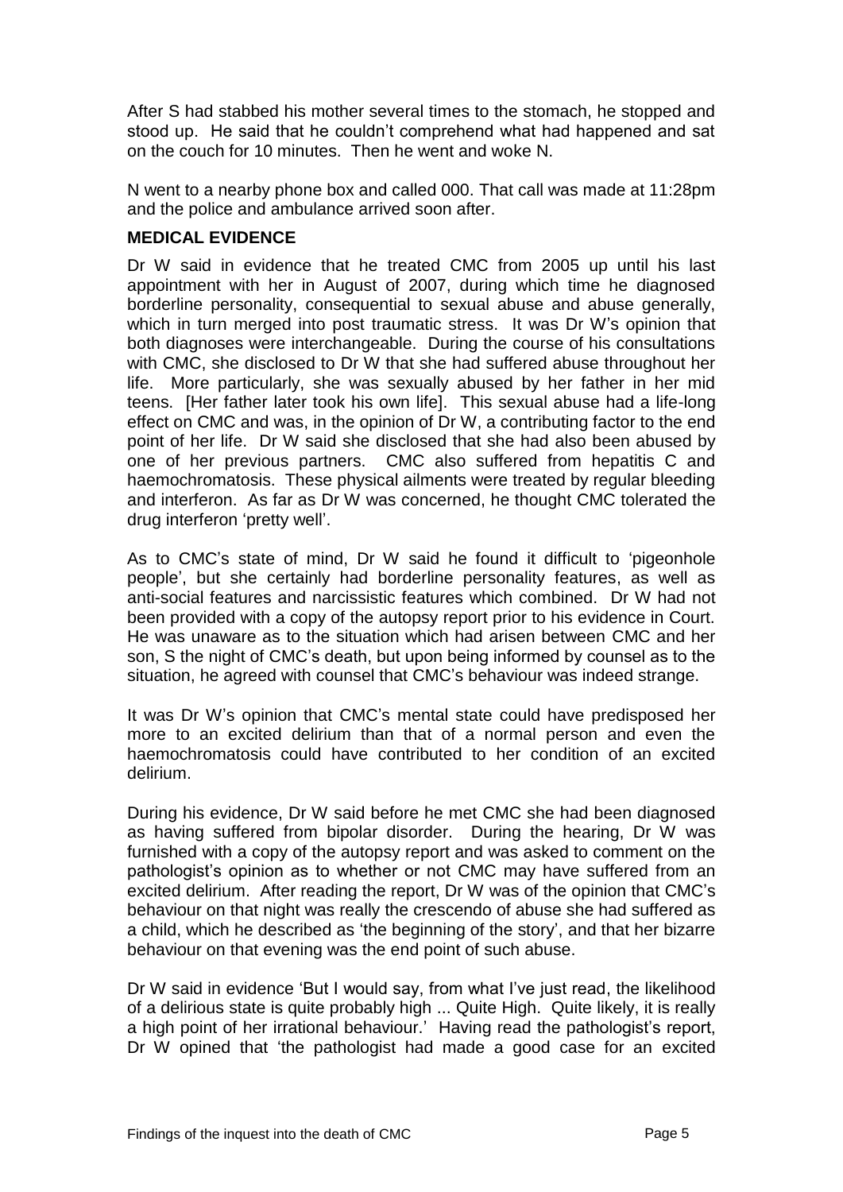After S had stabbed his mother several times to the stomach, he stopped and stood up. He said that he couldn't comprehend what had happened and sat on the couch for 10 minutes. Then he went and woke N.

N went to a nearby phone box and called 000. That call was made at 11:28pm and the police and ambulance arrived soon after.

## MEDICAL EVIDENCE

Dr W said in evidence that he treated CMC from 2005 up until his last appointment with her in August of 2007, during which time he diagnosed borderline personality, consequential to sexual abuse and abuse generally, which in turn merged into post traumatic stress. It was Dr W's opinion that both diagnoses were interchangeable. During the course of his consultations with CMC, she disclosed to Dr W that she had suffered abuse throughout her life. More particularly, she was sexually abused by her father in her mid teens. [Her father later took his own life]. This sexual abuse had a life-long effect on CMC and was, in the opinion of Dr W, a contributing factor to the end point of her life. Dr W said she disclosed that she had also been abused by one of her previous partners. CMC also suffered from hepatitis C and haemochromatosis. These physical ailments were treated by regular bleeding and interferon. As far as Dr W was concerned, he thought CMC tolerated the drug interferon 'pretty well'.

As to CMC's state of mind, Dr W said he found it difficult to 'pigeonhole people', but she certainly had borderline personality features, as well as anti-social features and narcissistic features which combined. Dr W had not been provided with a copy of the autopsy report prior to his evidence in Court. He was unaware as to the situation which had arisen between CMC and her son, S the night of CMC's death, but upon being informed by counsel as to the situation, he agreed with counsel that CMC's behaviour was indeed strange.

It was Dr W's opinion that CMC's mental state could have predisposed her more to an excited delirium than that of a normal person and even the haemochromatosis could have contributed to her condition of an excited delirium.

During his evidence, Dr W said before he met CMC she had been diagnosed as having suffered from bipolar disorder. During the hearing, Dr W was furnished with a copy of the autopsy report and was asked to comment on the pathologist's opinion as to whether or not CMC may have suffered from an excited delirium. After reading the report, Dr W was of the opinion that CMC's behaviour on that night was really the crescendo of abuse she had suffered as a child, which he described as 'the beginning of the story', and that her bizarre behaviour on that evening was the end point of such abuse.

Dr W said in evidence 'But I would say, from what I've just read, the likelihood of a delirious state is quite probably high ... Quite High. Quite likely, it is really a high point of her irrational behaviour.' Having read the pathologist's report, Dr W opined that 'the pathologist had made a good case for an excited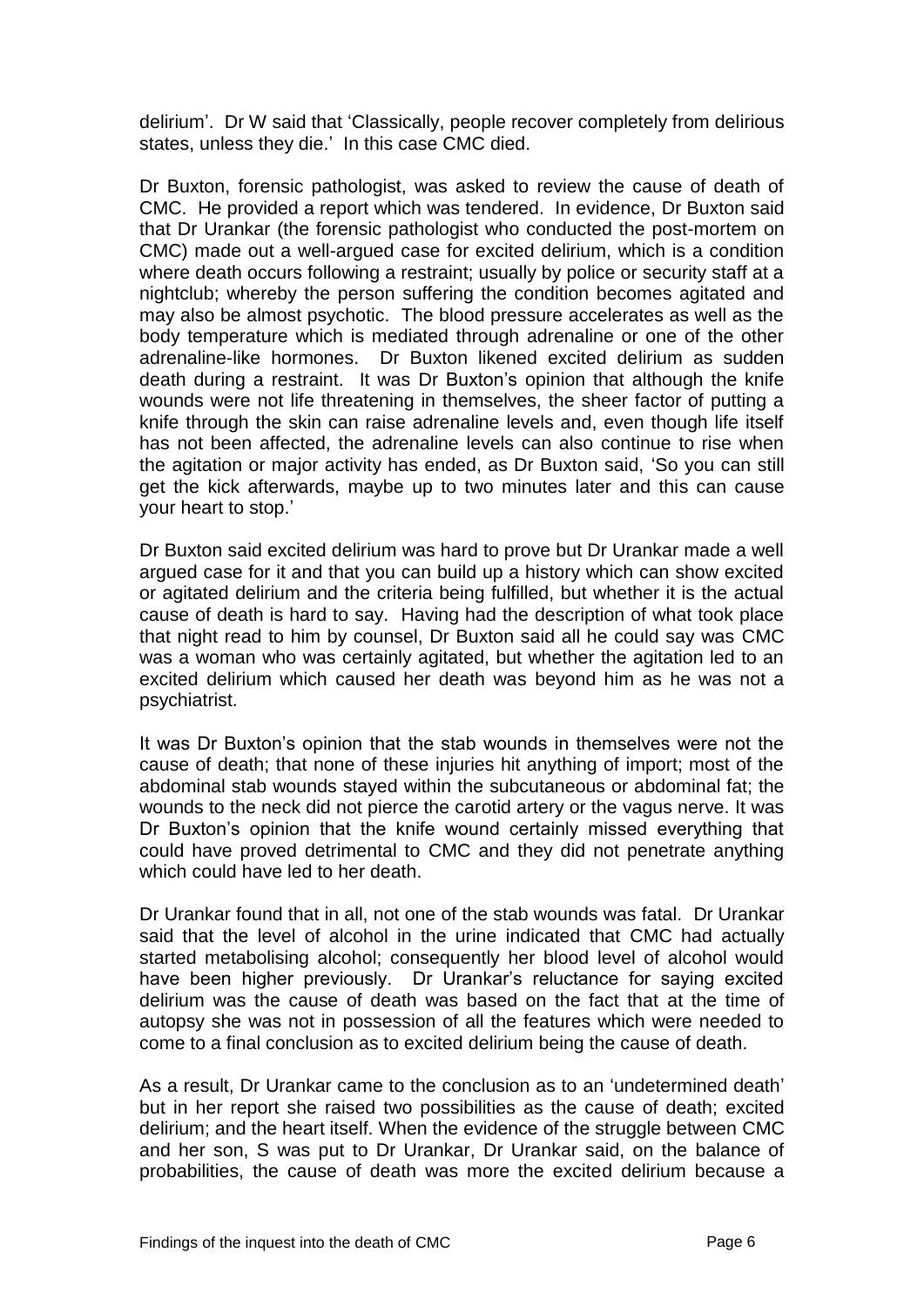delirium'. Dr W said that 'Classically, people recover completely from delirious states, unless they die.' In this case CMC died.

Dr Buxton, forensic pathologist, was asked to review the cause of death of CMC. He provided a report which was tendered. In evidence, Dr Buxton said that Dr Urankar (the forensic pathologist who conducted the post-mortem on CMC) made out a well-argued case for excited delirium, which is a condition where death occurs following a restraint; usually by police or security staff at a nightclub; whereby the person suffering the condition becomes agitated and may also be almost psychotic. The blood pressure accelerates as well as the body temperature which is mediated through adrenaline or one of the other adrenaline-like hormones. Dr Buxton likened excited delirium as sudden death during a restraint. It was Dr Buxton's opinion that although the knife wounds were not life threatening in themselves, the sheer factor of putting a knife through the skin can raise adrenaline levels and, even though life itself has not been affected, the adrenaline levels can also continue to rise when the agitation or major activity has ended, as Dr Buxton said, 'So you can still get the kick afterwards, maybe up to two minutes later and this can cause your heart to stop.'

Dr Buxton said excited delirium was hard to prove but Dr Urankar made a well argued case for it and that you can build up a history which can show excited or agitated delirium and the criteria being fulfilled, but whether it is the actual cause of death is hard to say. Having had the description of what took place that night read to him by counsel, Dr Buxton said all he could say was CMC was a woman who was certainly agitated, but whether the agitation led to an excited delirium which caused her death was beyond him as he was not a psychiatrist.

It was Dr Buxton's opinion that the stab wounds in themselves were not the cause of death; that none of these injuries hit anything of import; most of the abdominal stab wounds stayed within the subcutaneous or abdominal fat; the wounds to the neck did not pierce the carotid artery or the vagus nerve. It was Dr Buxton's opinion that the knife wound certainly missed everything that could have proved detrimental to CMC and they did not penetrate anything which could have led to her death.

Dr Urankar found that in all, not one of the stab wounds was fatal. Dr Urankar said that the level of alcohol in the urine indicated that CMC had actually started metabolising alcohol; consequently her blood level of alcohol would have been higher previously. Dr Urankar's reluctance for saying excited delirium was the cause of death was based on the fact that at the time of autopsy she was not in possession of all the features which were needed to come to a final conclusion as to excited delirium being the cause of death.

As a result, Dr Urankar came to the conclusion as to an 'undetermined death' but in her report she raised two possibilities as the cause of death; excited delirium; and the heart itself. When the evidence of the struggle between CMC and her son, S was put to Dr Urankar, Dr Urankar said, on the balance of probabilities, the cause of death was more the excited delirium because a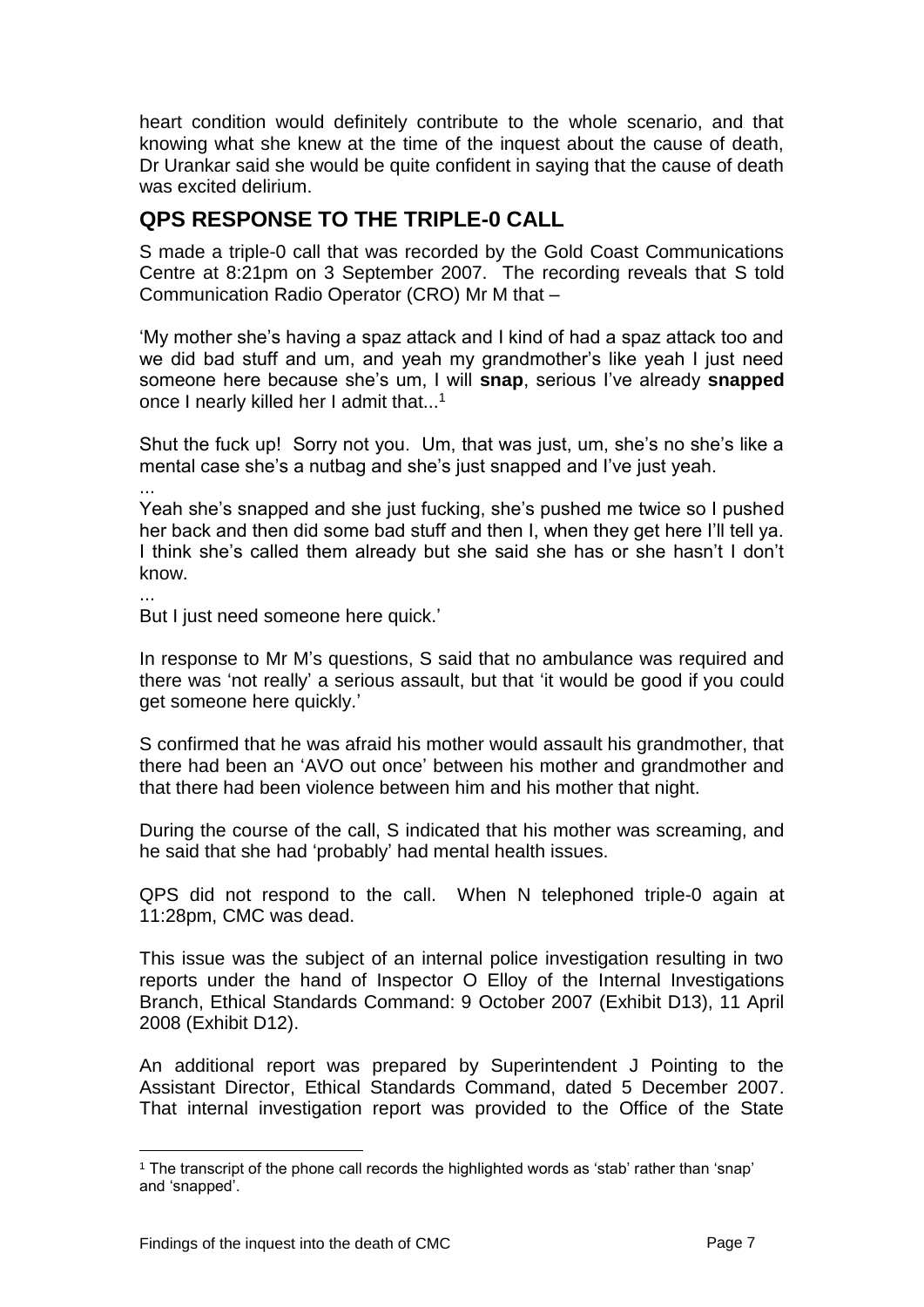heart condition would definitely contribute to the whole scenario, and that knowing what she knew at the time of the inquest about the cause of death, Dr Urankar said she would be quite confident in saying that the cause of death was excited delirium.

## QPS RESPONSE TO THE TRIPLE-0 CALL

S made a triple-0 call that was recorded by the Gold Coast Communications Centre at 8:21pm on 3 September 2007. The recording reveals that S told Communication Radio Operator (CRO) Mr M that –

'My mother she's having a spaz attack and I kind of had a spaz attack too and we did bad stuff and um, and yeah my grandmother's like yeah I just need someone here because she's um, I will **snap**, serious I've already **snapped** once I nearly killed her I admit that...[1]

Shut the fuck up! Sorry not you. Um, that was just, um, she's no she's like a mental case she's a nutbag and she's just snapped and I've just yeah.

...

Yeah she's snapped and she just fucking, she's pushed me twice so I pushed her back and then did some bad stuff and then I, when they get here I'll tell ya. I think she's called them already but she said she has or she hasn't I don't know.

...

But I just need someone here quick.'

In response to Mr M's questions, S said that no ambulance was required and there was 'not really' a serious assault, but that 'it would be good if you could get someone here quickly.'

S confirmed that he was afraid his mother would assault his grandmother, that there had been an 'AVO out once' between his mother and grandmother and that there had been violence between him and his mother that night.

During the course of the call, S indicated that his mother was screaming, and he said that she had 'probably' had mental health issues.

QPS did not respond to the call. When N telephoned triple-0 again at 11:28pm, CMC was dead.

This issue was the subject of an internal police investigation resulting in two reports under the hand of Inspector O Elloy of the Internal Investigations Branch, Ethical Standards Command: 9 October 2007 (Exhibit D13), 11 April 2008 (Exhibit D12).

An additional report was prepared by Superintendent J Pointing to the Assistant Director, Ethical Standards Command, dated 5 December 2007. That internal investigation report was provided to the Office of the State

---

[1] The transcript of the phone call records the highlighted words as 'stab' rather than 'snap' and 'snapped'.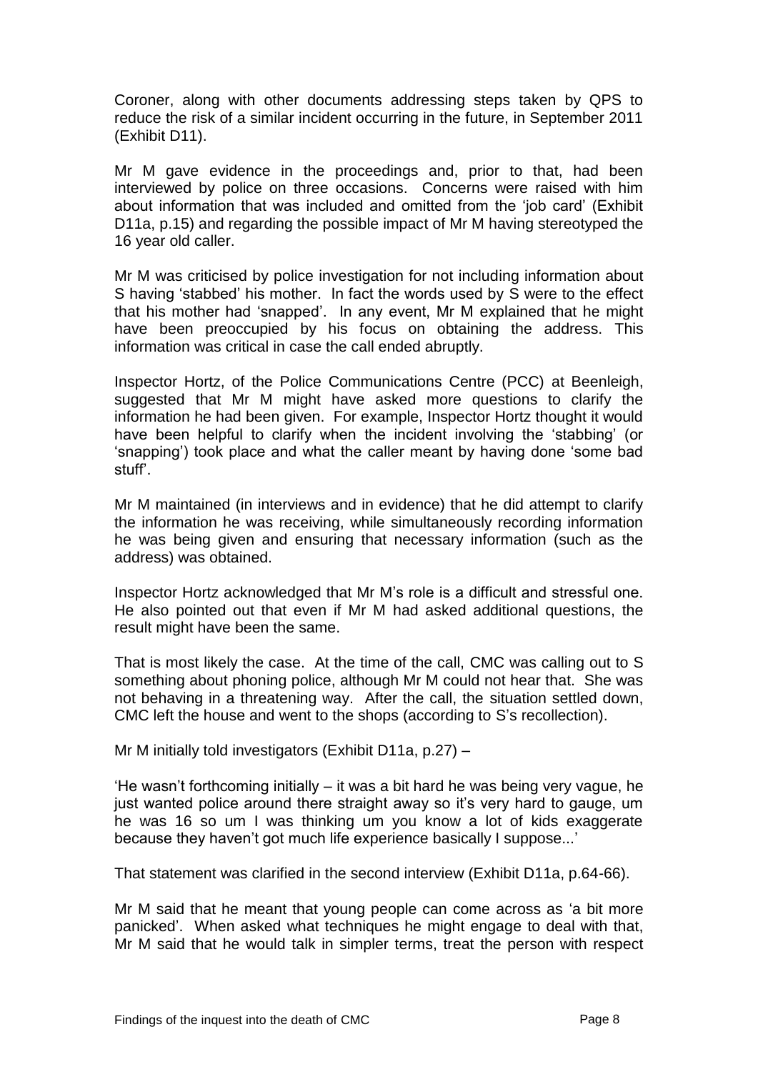Coroner, along with other documents addressing steps taken by QPS to reduce the risk of a similar incident occurring in the future, in September 2011 (Exhibit D11).

Mr M gave evidence in the proceedings and, prior to that, had been interviewed by police on three occasions. Concerns were raised with him about information that was included and omitted from the 'job card' (Exhibit D11a, p.15) and regarding the possible impact of Mr M having stereotyped the 16 year old caller.

Mr M was criticised by police investigation for not including information about S having 'stabbed' his mother. In fact the words used by S were to the effect that his mother had 'snapped'. In any event, Mr M explained that he might have been preoccupied by his focus on obtaining the address. This information was critical in case the call ended abruptly.

Inspector Hortz, of the Police Communications Centre (PCC) at Beenleigh, suggested that Mr M might have asked more questions to clarify the information he had been given. For example, Inspector Hortz thought it would have been helpful to clarify when the incident involving the 'stabbing' (or 'snapping') took place and what the caller meant by having done 'some bad stuff'.

Mr M maintained (in interviews and in evidence) that he did attempt to clarify the information he was receiving, while simultaneously recording information he was being given and ensuring that necessary information (such as the address) was obtained.

Inspector Hortz acknowledged that Mr M's role is a difficult and stressful one. He also pointed out that even if Mr M had asked additional questions, the result might have been the same.

That is most likely the case. At the time of the call, CMC was calling out to S something about phoning police, although Mr M could not hear that. She was not behaving in a threatening way. After the call, the situation settled down, CMC left the house and went to the shops (according to S's recollection).

Mr M initially told investigators (Exhibit D11a, p.27) –

'He wasn't forthcoming initially – it was a bit hard he was being very vague, he just wanted police around there straight away so it's very hard to gauge, um he was 16 so um I was thinking um you know a lot of kids exaggerate because they haven't got much life experience basically I suppose...'

That statement was clarified in the second interview (Exhibit D11a, p.64-66).

Mr M said that he meant that young people can come across as 'a bit more panicked'. When asked what techniques he might engage to deal with that, Mr M said that he would talk in simpler terms, treat the person with respect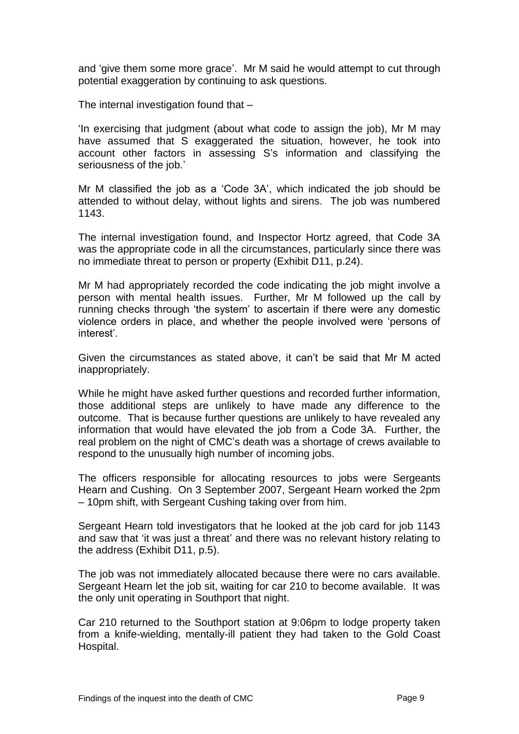and 'give them some more grace'. Mr M said he would attempt to cut through potential exaggeration by continuing to ask questions.

The internal investigation found that –

'In exercising that judgment (about what code to assign the job), Mr M may have assumed that S exaggerated the situation, however, he took into account other factors in assessing S's information and classifying the seriousness of the job.'

Mr M classified the job as a 'Code 3A', which indicated the job should be attended to without delay, without lights and sirens. The job was numbered 1143.

The internal investigation found, and Inspector Hortz agreed, that Code 3A was the appropriate code in all the circumstances, particularly since there was no immediate threat to person or property (Exhibit D11, p.24).

Mr M had appropriately recorded the code indicating the job might involve a person with mental health issues. Further, Mr M followed up the call by running checks through 'the system' to ascertain if there were any domestic violence orders in place, and whether the people involved were 'persons of interest'.

Given the circumstances as stated above, it can't be said that Mr M acted inappropriately.

While he might have asked further questions and recorded further information, those additional steps are unlikely to have made any difference to the outcome. That is because further questions are unlikely to have revealed any information that would have elevated the job from a Code 3A. Further, the real problem on the night of CMC's death was a shortage of crews available to respond to the unusually high number of incoming jobs.

The officers responsible for allocating resources to jobs were Sergeants Hearn and Cushing. On 3 September 2007, Sergeant Hearn worked the 2pm – 10pm shift, with Sergeant Cushing taking over from him.

Sergeant Hearn told investigators that he looked at the job card for job 1143 and saw that 'it was just a threat' and there was no relevant history relating to the address (Exhibit D11, p.5).

The job was not immediately allocated because there were no cars available. Sergeant Hearn let the job sit, waiting for car 210 to become available. It was the only unit operating in Southport that night.

Car 210 returned to the Southport station at 9:06pm to lodge property taken from a knife-wielding, mentally-ill patient they had taken to the Gold Coast Hospital.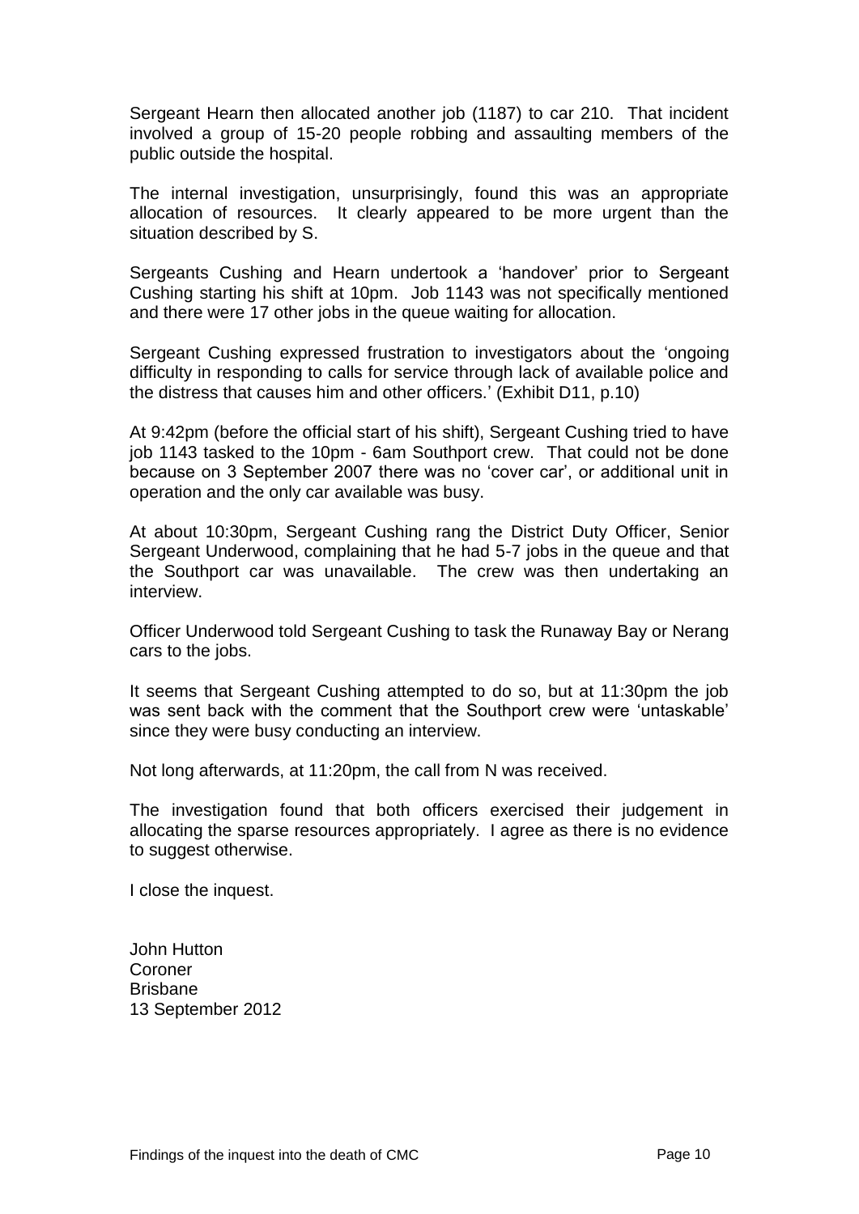Sergeant Hearn then allocated another job (1187) to car 210. That incident involved a group of 15-20 people robbing and assaulting members of the public outside the hospital.

The internal investigation, unsurprisingly, found this was an appropriate allocation of resources. It clearly appeared to be more urgent than the situation described by S.

Sergeants Cushing and Hearn undertook a 'handover' prior to Sergeant Cushing starting his shift at 10pm. Job 1143 was not specifically mentioned and there were 17 other jobs in the queue waiting for allocation.

Sergeant Cushing expressed frustration to investigators about the 'ongoing difficulty in responding to calls for service through lack of available police and the distress that causes him and other officers.' (Exhibit D11, p.10)

At 9:42pm (before the official start of his shift), Sergeant Cushing tried to have job 1143 tasked to the 10pm - 6am Southport crew. That could not be done because on 3 September 2007 there was no 'cover car', or additional unit in operation and the only car available was busy.

At about 10:30pm, Sergeant Cushing rang the District Duty Officer, Senior Sergeant Underwood, complaining that he had 5-7 jobs in the queue and that the Southport car was unavailable. The crew was then undertaking an interview.

Officer Underwood told Sergeant Cushing to task the Runaway Bay or Nerang cars to the jobs.

It seems that Sergeant Cushing attempted to do so, but at 11:30pm the job was sent back with the comment that the Southport crew were 'untaskable' since they were busy conducting an interview.

Not long afterwards, at 11:20pm, the call from N was received.

The investigation found that both officers exercised their judgement in allocating the sparse resources appropriately. I agree as there is no evidence to suggest otherwise.

I close the inquest.

John Hutton
Coroner
Brisbane
13 September 2012